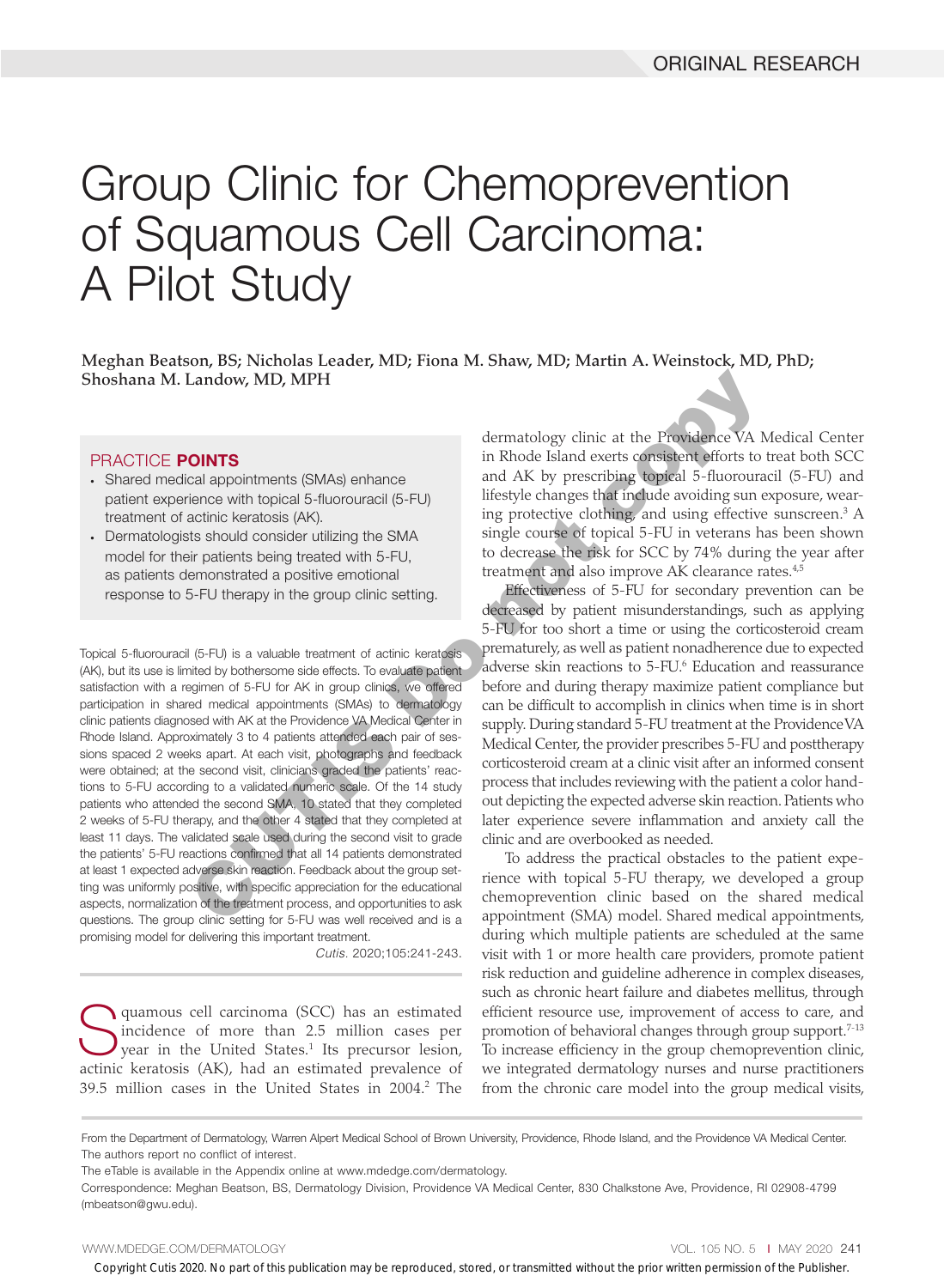ORIGINAL RESEARCH

# Group Clinic for Chemoprevention of Squamous Cell Carcinoma: A Pilot Study

**Meghan Beatson, BS; Nicholas Leader, MD; Fiona M. Shaw, MD; Martin A. Weinstock, MD, PhD; Shoshana M. Landow, MD, MPH**

### PRACTICE POINTS

- Shared medical appointments (SMAs) enhance patient experience with topical 5-fluorouracil (5-FU) treatment of actinic keratosis (AK).
- Dermatologists should consider utilizing the SMA model for their patients being treated with 5-FU, as patients demonstrated a positive emotional response to 5-FU therapy in the group clinic setting.

Topical 5-fluorouracil (5-FU) is a valuable treatment of actinic keratosis (AK), but its use is limited by bothersome side effects. To evaluate patient satisfaction with a regimen of 5-FU for AK in group clinics, we offered participation in shared medical appointments (SMAs) to dermatology clinic patients diagnosed with AK at the Providence VA Medical Center in Rhode Island. Approximately 3 to 4 patients attended each pair of sessions spaced 2 weeks apart. At each visit, photographs and feedback were obtained; at the second visit, clinicians graded the patients' reactions to 5-FU according to a validated numeric scale. Of the 14 study patients who attended the second SMA, 10 stated that they completed 2 weeks of 5-FU therapy, and the other 4 stated that they completed at least 11 days. The validated scale used during the second visit to grade the patients' 5-FU reactions confirmed that all 14 patients demonstrated at least 1 expected adverse skin reaction. Feedback about the group setting was uniformly positive, with specific appreciation for the educational aspects, normalization of the treatment process, and opportunities to ask questions. The group clinic setting for 5-FU was well received and is a promising model for delivering this important treatment.

*Cutis.* 2020;105:241-243.

Squamous cell carcinoma (SCC) has an estimated incidence of more than 2.5 million cases per year in the United States.[1] Its precursor lesion, actinic keratosis (AK), had an estimated prevalence of 39.5 million cases in the United States in 2004.[2] The dermatology clinic at the Providence VA Medical Center in Rhode Island exerts consistent efforts to treat both SCC and AK by prescribing topical 5-fluorouracil (5-FU) and lifestyle changes that include avoiding sun exposure, wearing protective clothing, and using effective sunscreen.[3] A single course of topical 5-FU in veterans has been shown to decrease the risk for SCC by 74% during the year after treatment and also improve AK clearance rates.[4,5]

Effectiveness of 5-FU for secondary prevention can be decreased by patient misunderstandings, such as applying 5-FU for too short a time or using the corticosteroid cream prematurely, as well as patient nonadherence due to expected adverse skin reactions to 5-FU.[6] Education and reassurance before and during therapy maximize patient compliance but can be difficult to accomplish in clinics when time is in short supply. During standard 5-FU treatment at the Providence VA Medical Center, the provider prescribes 5-FU and posttherapy corticosteroid cream at a clinic visit after an informed consent process that includes reviewing with the patient a color handout depicting the expected adverse skin reaction. Patients who later experience severe inflammation and anxiety call the clinic and are overbooked as needed.

To address the practical obstacles to the patient experience with topical 5-FU therapy, we developed a group chemoprevention clinic based on the shared medical appointment (SMA) model. Shared medical appointments, during which multiple patients are scheduled at the same visit with 1 or more health care providers, promote patient risk reduction and guideline adherence in complex diseases, such as chronic heart failure and diabetes mellitus, through efficient resource use, improvement of access to care, and promotion of behavioral changes through group support.[7-13] To increase efficiency in the group chemoprevention clinic, we integrated dermatology nurses and nurse practitioners from the chronic care model into the group medical visits,

From the Department of Dermatology, Warren Alpert Medical School of Brown University, Providence, Rhode Island, and the Providence VA Medical Center.

The authors report no conflict of interest.

The eTable is available in the Appendix online at www.mdedge.com/dermatology.

Correspondence: Meghan Beatson, BS, Dermatology Division, Providence VA Medical Center, 830 Chalkstone Ave, Providence, RI 02908-4799 (mbeatson@gwu.edu).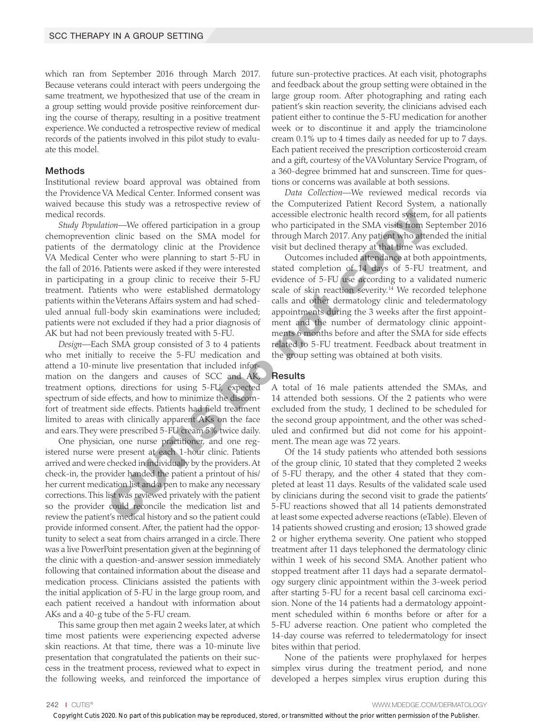which ran from September 2016 through March 2017. Because veterans could interact with peers undergoing the same treatment, we hypothesized that use of the cream in a group setting would provide positive reinforcement during the course of therapy, resulting in a positive treatment experience. We conducted a retrospective review of medical records of the patients involved in this pilot study to evaluate this model.

## Methods

Institutional review board approval was obtained from the Providence VA Medical Center. Informed consent was waived because this study was a retrospective review of medical records.

*Study Population*—We offered participation in a group chemoprevention clinic based on the SMA model for patients of the dermatology clinic at the Providence VA Medical Center who were planning to start 5-FU in the fall of 2016. Patients were asked if they were interested in participating in a group clinic to receive their 5-FU treatment. Patients who were established dermatology patients within the Veterans Affairs system and had scheduled annual full-body skin examinations were included; patients were not excluded if they had a prior diagnosis of AK but had not been previously treated with 5-FU.

*Design*—Each SMA group consisted of 3 to 4 patients who met initially to receive the 5-FU medication and attend a 10-minute live presentation that included information on the dangers and causes of SCC and AK, treatment options, directions for using 5-FU, expected spectrum of side effects, and how to minimize the discomfort of treatment side effects. Patients had field treatment limited to areas with clinically apparent AKs on the face and ears. They were prescribed 5-FU cream 5% twice daily.

One physician, one nurse practitioner, and one registered nurse were present at each 1-hour clinic. Patients arrived and were checked in individually by the providers. At check-in, the provider handed the patient a printout of his/her current medication list and a pen to make any necessary corrections. This list was reviewed privately with the patient so the provider could reconcile the medication list and review the patient's medical history and so the patient could provide informed consent. After, the patient had the opportunity to select a seat from chairs arranged in a circle. There was a live PowerPoint presentation given at the beginning of the clinic with a question-and-answer session immediately following that contained information about the disease and medication process. Clinicians assisted the patients with the initial application of 5-FU in the large group room, and each patient received a handout with information about AKs and a 40-g tube of the 5-FU cream.

This same group then met again 2 weeks later, at which time most patients were experiencing expected adverse skin reactions. At that time, there was a 10-minute live presentation that congratulated the patients on their success in the treatment process, reviewed what to expect in the following weeks, and reinforced the importance of future sun-protective practices. At each visit, photographs and feedback about the group setting were obtained in the large group room. After photographing and rating each patient's skin reaction severity, the clinicians advised each patient either to continue the 5-FU medication for another week or to discontinue it and apply the triamcinolone cream 0.1% up to 4 times daily as needed for up to 7 days. Each patient received the prescription corticosteroid cream and a gift, courtesy of the VA Voluntary Service Program, of a 360-degree brimmed hat and sunscreen. Time for questions or concerns was available at both sessions.

*Data Collection*—We reviewed medical records via the Computerized Patient Record System, a nationally accessible electronic health record system, for all patients who participated in the SMA visits from September 2016 through March 2017. Any patient who attended the initial visit but declined therapy at that time was excluded.

Outcomes included attendance at both appointments, stated completion of 14 days of 5-FU treatment, and evidence of 5-FU use according to a validated numeric scale of skin reaction severity.[14] We recorded telephone calls and other dermatology clinic and teledermatology appointments during the 3 weeks after the first appointment and the number of dermatology clinic appointments 6 months before and after the SMA for side effects related to 5-FU treatment. Feedback about treatment in the group setting was obtained at both visits.

## Results

A total of 16 male patients attended the SMAs, and 14 attended both sessions. Of the 2 patients who were excluded from the study, 1 declined to be scheduled for the second group appointment, and the other was scheduled and confirmed but did not come for his appointment. The mean age was 72 years.

Of the 14 study patients who attended both sessions of the group clinic, 10 stated that they completed 2 weeks of 5-FU therapy, and the other 4 stated that they completed at least 11 days. Results of the validated scale used by clinicians during the second visit to grade the patients' 5-FU reactions showed that all 14 patients demonstrated at least some expected adverse reactions (eTable). Eleven of 14 patients showed crusting and erosion; 13 showed grade 2 or higher erythema severity. One patient who stopped treatment after 11 days telephoned the dermatology clinic within 1 week of his second SMA. Another patient who stopped treatment after 11 days had a separate dermatology surgery clinic appointment within the 3-week period after starting 5-FU for a recent basal cell carcinoma excision. None of the 14 patients had a dermatology appointment scheduled within 6 months before or after for a 5-FU adverse reaction. One patient who completed the 14-day course was referred to teledermatology for insect bites within that period.

None of the patients were prophylaxed for herpes simplex virus during the treatment period, and none developed a herpes simplex virus eruption during this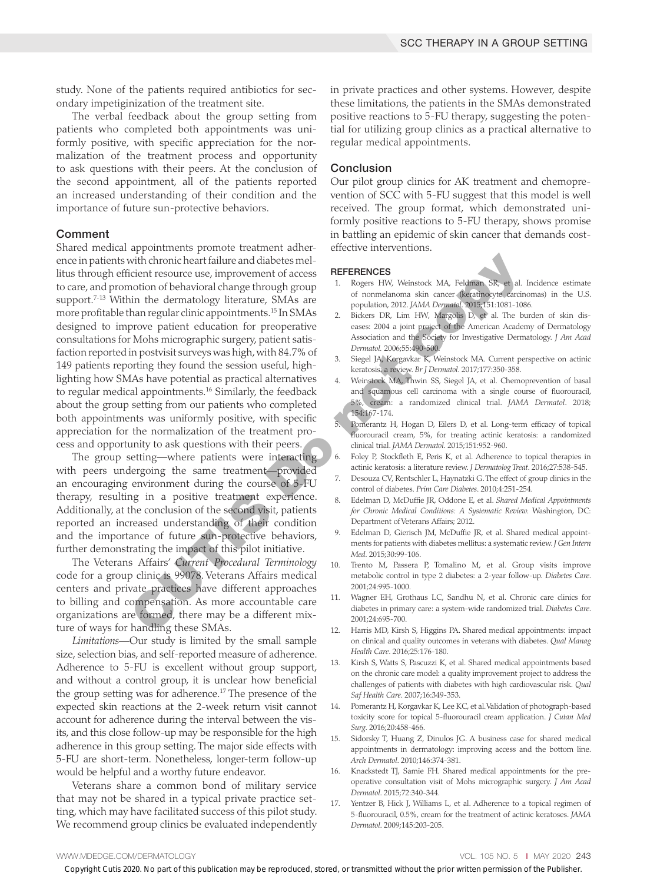study. None of the patients required antibiotics for secondary impetiginization of the treatment site.

The verbal feedback about the group setting from patients who completed both appointments was uniformly positive, with specific appreciation for the normalization of the treatment process and opportunity to ask questions with their peers. At the conclusion of the second appointment, all of the patients reported an increased understanding of their condition and the importance of future sun-protective behaviors.

## Comment

Shared medical appointments promote treatment adherence in patients with chronic heart failure and diabetes mellitus through efficient resource use, improvement of access to care, and promotion of behavioral change through group support.[7-13] Within the dermatology literature, SMAs are more profitable than regular clinic appointments.[15] In SMAs designed to improve patient education for preoperative consultations for Mohs micrographic surgery, patient satisfaction reported in postvisit surveys was high, with 84.7% of 149 patients reporting they found the session useful, highlighting how SMAs have potential as practical alternatives to regular medical appointments.[16] Similarly, the feedback about the group setting from our patients who completed both appointments was uniformly positive, with specific appreciation for the normalization of the treatment process and opportunity to ask questions with their peers.

The group setting—where patients were interacting with peers undergoing the same treatment—provided an encouraging environment during the course of 5-FU therapy, resulting in a positive treatment experience. Additionally, at the conclusion of the second visit, patients reported an increased understanding of their condition and the importance of future sun-protective behaviors, further demonstrating the impact of this pilot initiative.

The Veterans Affairs' *Current Procedural Terminology* code for a group clinic is 99078. Veterans Affairs medical centers and private practices have different approaches to billing and compensation. As more accountable care organizations are formed, there may be a different mixture of ways for handling these SMAs.

*Limitations*—Our study is limited by the small sample size, selection bias, and self-reported measure of adherence. Adherence to 5-FU is excellent without group support, and without a control group, it is unclear how beneficial the group setting was for adherence.[17] The presence of the expected skin reactions at the 2-week return visit cannot account for adherence during the interval between the visits, and this close follow-up may be responsible for the high adherence in this group setting. The major side effects with 5-FU are short-term. Nonetheless, longer-term follow-up would be helpful and a worthy future endeavor.

Veterans share a common bond of military service that may not be shared in a typical private practice setting, which may have facilitated success of this pilot study. We recommend group clinics be evaluated independently in private practices and other systems. However, despite these limitations, the patients in the SMAs demonstrated positive reactions to 5-FU therapy, suggesting the potential for utilizing group clinics as a practical alternative to regular medical appointments.

## Conclusion

Our pilot group clinics for AK treatment and chemoprevention of SCC with 5-FU suggest that this model is well received. The group format, which demonstrated uniformly positive reactions to 5-FU therapy, shows promise in battling an epidemic of skin cancer that demands cost-effective interventions.

### REFERENCES

1. Rogers HW, Weinstock MA, Feldman SR, et al. Incidence estimate of nonmelanoma skin cancer (keratinocyte carcinomas) in the U.S. population, 2012. *JAMA Dermatol*. 2015;151:1081-1086.
2. Bickers DR, Lim HW, Margolis D, et al. The burden of skin diseases: 2004 a joint project of the American Academy of Dermatology Association and the Society for Investigative Dermatology. *J Am Acad Dermatol*. 2006;55:490-500.
3. Siegel JA, Korgavkar K, Weinstock MA. Current perspective on actinic keratosis: a review. *Br J Dermatol*. 2017;177:350-358.
4. Weinstock MA, Thwin SS, Siegel JA, et al. Chemoprevention of basal and squamous cell carcinoma with a single course of fluorouracil, 5%, cream: a randomized clinical trial. *JAMA Dermatol*. 2018; 154:167-174.
5. Pomerantz H, Hogan D, Eilers D, et al. Long-term efficacy of topical fluorouracil cream, 5%, for treating actinic keratosis: a randomized clinical trial. *JAMA Dermatol*. 2015;151:952-960.
6. Foley P, Stockfleth E, Peris K, et al. Adherence to topical therapies in actinic keratosis: a literature review. *J Dermatolog Treat*. 2016;27:538-545.
7. Desouza CV, Rentschler L, Haynatzki G. The effect of group clinics in the control of diabetes. *Prim Care Diabetes*. 2010;4:251-254.
8. Edelman D, McDuffie JR, Oddone E, et al. *Shared Medical Appointments for Chronic Medical Conditions: A Systematic Review*. Washington, DC: Department of Veterans Affairs; 2012.
9. Edelman D, Gierisch JM, McDuffie JR, et al. Shared medical appointments for patients with diabetes mellitus: a systematic review. *J Gen Intern Med*. 2015;30:99-106.
10. Trento M, Passera P, Tomalino M, et al. Group visits improve metabolic control in type 2 diabetes: a 2-year follow-up. *Diabetes Care*. 2001;24:995-1000.
11. Wagner EH, Grothaus LC, Sandhu N, et al. Chronic care clinics for diabetes in primary care: a system-wide randomized trial. *Diabetes Care*. 2001;24:695-700.
12. Harris MD, Kirsh S, Higgins PA. Shared medical appointments: impact on clinical and quality outcomes in veterans with diabetes. *Qual Manag Health Care*. 2016;25:176-180.
13. Kirsh S, Watts S, Pascuzzi K, et al. Shared medical appointments based on the chronic care model: a quality improvement project to address the challenges of patients with diabetes with high cardiovascular risk. *Qual Saf Health Care*. 2007;16:349-353.
14. Pomerantz H, Korgavkar K, Lee KC, et al. Validation of photograph-based toxicity score for topical 5-fluorouracil cream application. *J Cutan Med Surg*. 2016;20:458-466.
15. Sidorsky T, Huang Z, Dinulos JG. A business case for shared medical appointments in dermatology: improving access and the bottom line. *Arch Dermatol*. 2010;146:374-381.
16. Knackstedt TJ, Samie FH. Shared medical appointments for the preoperative consultation visit of Mohs micrographic surgery. *J Am Acad Dermatol*. 2015;72:340-344.
17. Yentzer B, Hick J, Williams L, et al. Adherence to a topical regimen of 5-fluorouracil, 0.5%, cream for the treatment of actinic keratoses. *JAMA Dermatol*. 2009;145:203-205.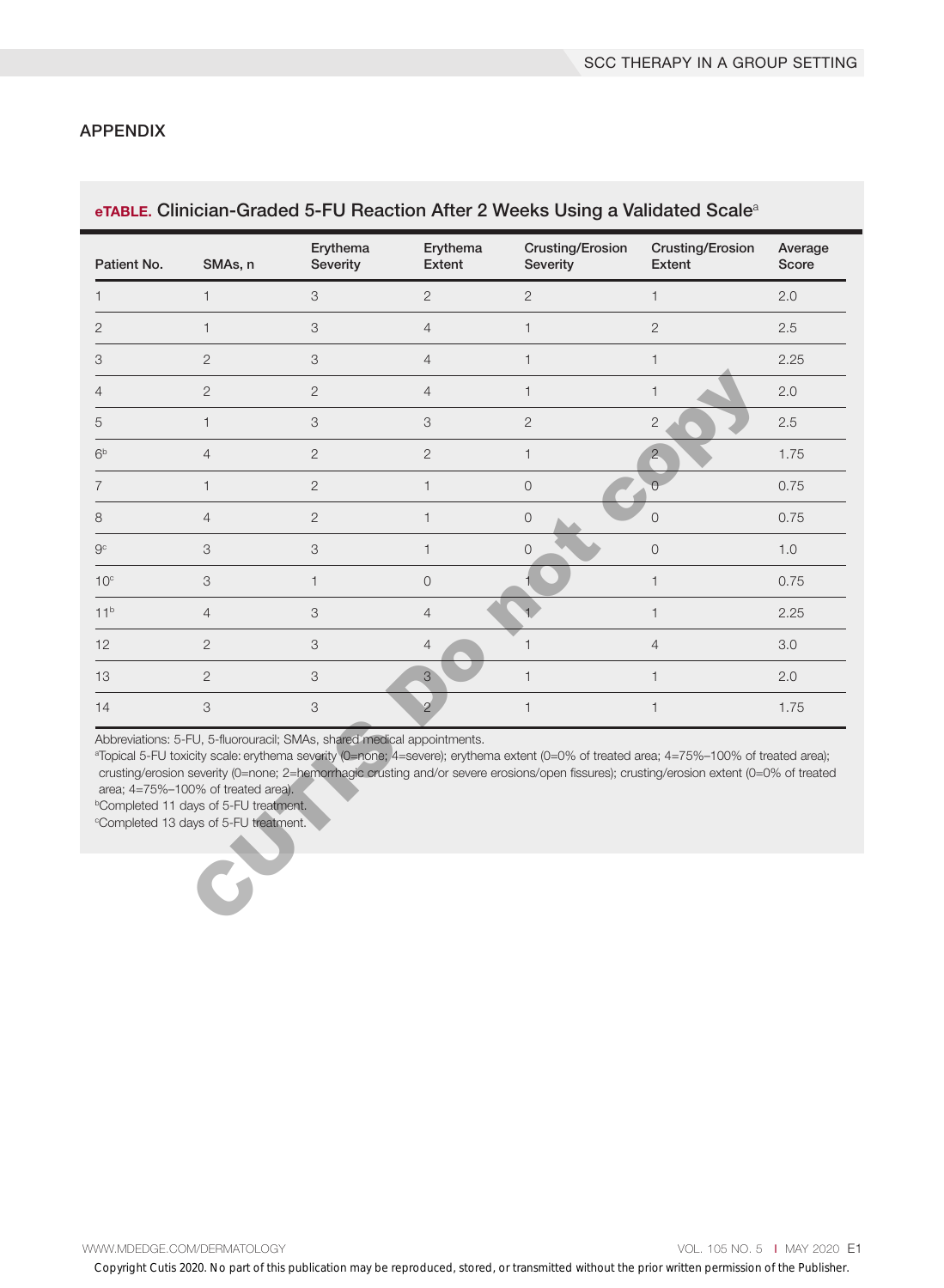## APPENDIX

**eTABLE.** Clinician-Graded 5-FU Reaction After 2 Weeks Using a Validated Scale[a]

| Patient No. | SMAs, n | Erythema Severity | Erythema Extent | Crusting/Erosion Severity | Crusting/Erosion Extent | Average Score |
|---|---|---|---|---|---|---|
| 1 | 1 | 3 | 2 | 2 | 1 | 2.0 |
| 2 | 1 | 3 | 4 | 1 | 2 | 2.5 |
| 3 | 2 | 3 | 4 | 1 | 1 | 2.25 |
| 4 | 2 | 2 | 4 | 1 | 1 | 2.0 |
| 5 | 1 | 3 | 3 | 2 | 2 | 2.5 |
| 6[b] | 4 | 2 | 2 | 1 | 2 | 1.75 |
| 7 | 1 | 2 | 1 | 0 | 0 | 0.75 |
| 8 | 4 | 2 | 1 | 0 | 0 | 0.75 |
| 9[c] | 3 | 3 | 1 | 0 | 0 | 1.0 |
| 10[c] | 3 | 1 | 0 | 1 | 1 | 0.75 |
| 11[b] | 4 | 3 | 4 | 1 | 1 | 2.25 |
| 12 | 2 | 3 | 4 | 1 | 4 | 3.0 |
| 13 | 2 | 3 | 3 | 1 | 1 | 2.0 |
| 14 | 3 | 3 | 2 | 1 | 1 | 1.75 |

Abbreviations: 5-FU, 5-fluorouracil; SMAs, shared medical appointments.

[a]Topical 5-FU toxicity scale: erythema severity (0=none; 4=severe); erythema extent (0=0% of treated area; 4=75%–100% of treated area); crusting/erosion severity (0=none; 2=hemorrhagic crusting and/or severe erosions/open fissures); crusting/erosion extent (0=0% of treated area; 4=75%–100% of treated area).

[b]Completed 11 days of 5-FU treatment.

[c]Completed 13 days of 5-FU treatment.